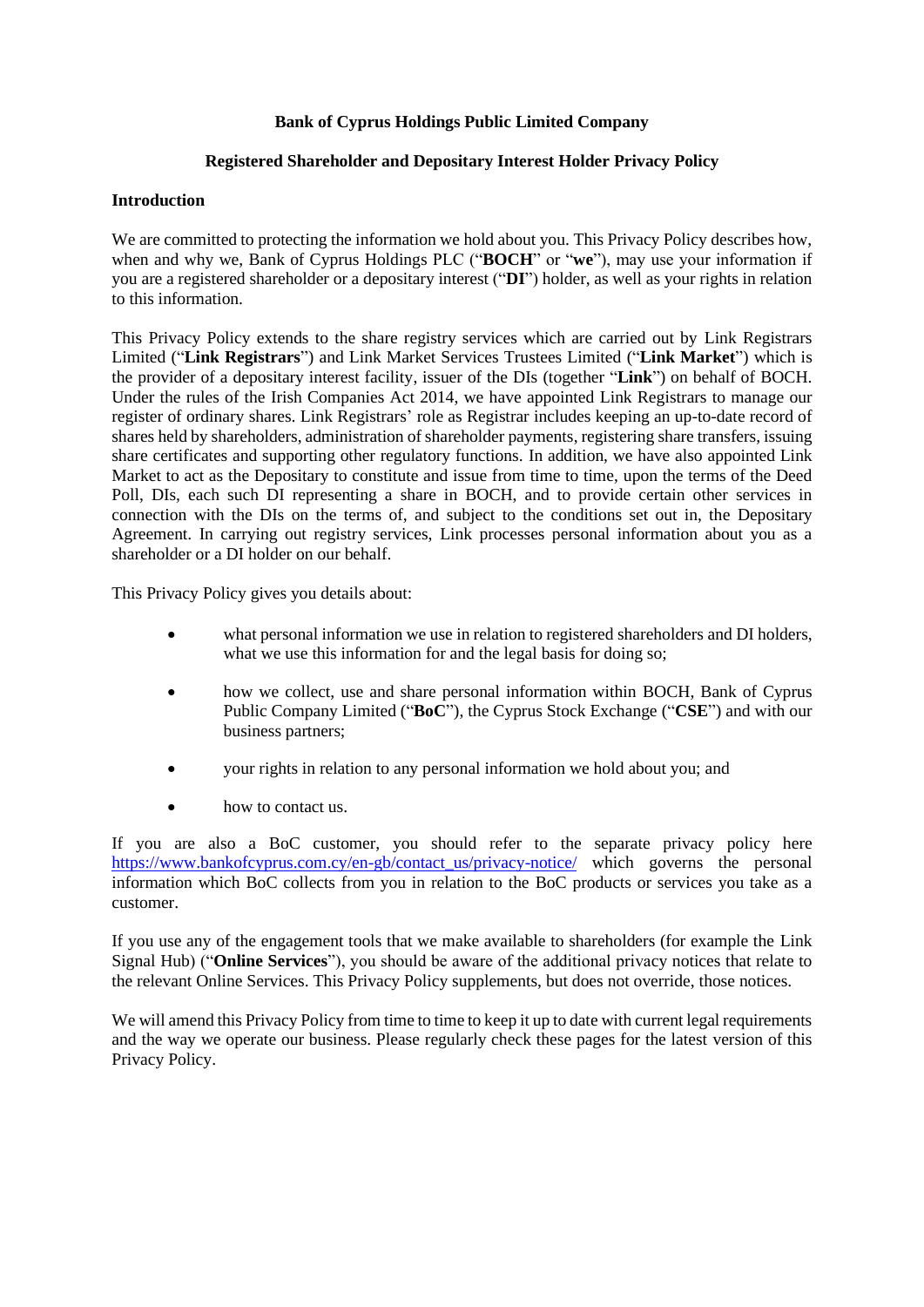**Bank of Cyprus Holdings Public Limited Company**

**Registered Shareholder and Depositary Interest Holder Privacy Policy**

**Introduction**

We are committed to protecting the information we hold about you. This Privacy Policy describes how, when and why we, Bank of Cyprus Holdings PLC ("**BOCH**" or "**we**"), may use your information if you are a registered shareholder or a depositary interest ("**DI**") holder, as well as your rights in relation to this information.

This Privacy Policy extends to the share registry services which are carried out by Link Registrars Limited ("**Link Registrars**") and Link Market Services Trustees Limited ("**Link Market**") which is the provider of a depositary interest facility, issuer of the DIs (together "**Link**") on behalf of BOCH. Under the rules of the Irish Companies Act 2014, we have appointed Link Registrars to manage our register of ordinary shares. Link Registrars' role as Registrar includes keeping an up-to-date record of shares held by shareholders, administration of shareholder payments, registering share transfers, issuing share certificates and supporting other regulatory functions. In addition, we have also appointed Link Market to act as the Depositary to constitute and issue from time to time, upon the terms of the Deed Poll, DIs, each such DI representing a share in BOCH, and to provide certain other services in connection with the DIs on the terms of, and subject to the conditions set out in, the Depositary Agreement. In carrying out registry services, Link processes personal information about you as a shareholder or a DI holder on our behalf.

This Privacy Policy gives you details about:

- what personal information we use in relation to registered shareholders and DI holders, what we use this information for and the legal basis for doing so;
- how we collect, use and share personal information within BOCH, Bank of Cyprus Public Company Limited ("**BoC**"), the Cyprus Stock Exchange ("**CSE**") and with our business partners;
- your rights in relation to any personal information we hold about you; and
- how to contact us.

If you are also a BoC customer, you should refer to the separate privacy policy here [https://www.bankofcyprus.com.cy/en-gb/contact_us/privacy-notice/](https://www.bankofcyprus.com.cy/en-gb/contact_us/privacy-notice/) which governs the personal information which BoC collects from you in relation to the BoC products or services you take as a customer.

If you use any of the engagement tools that we make available to shareholders (for example the Link Signal Hub) ("**Online Services**"), you should be aware of the additional privacy notices that relate to the relevant Online Services. This Privacy Policy supplements, but does not override, those notices.

We will amend this Privacy Policy from time to time to keep it up to date with current legal requirements and the way we operate our business. Please regularly check these pages for the latest version of this Privacy Policy.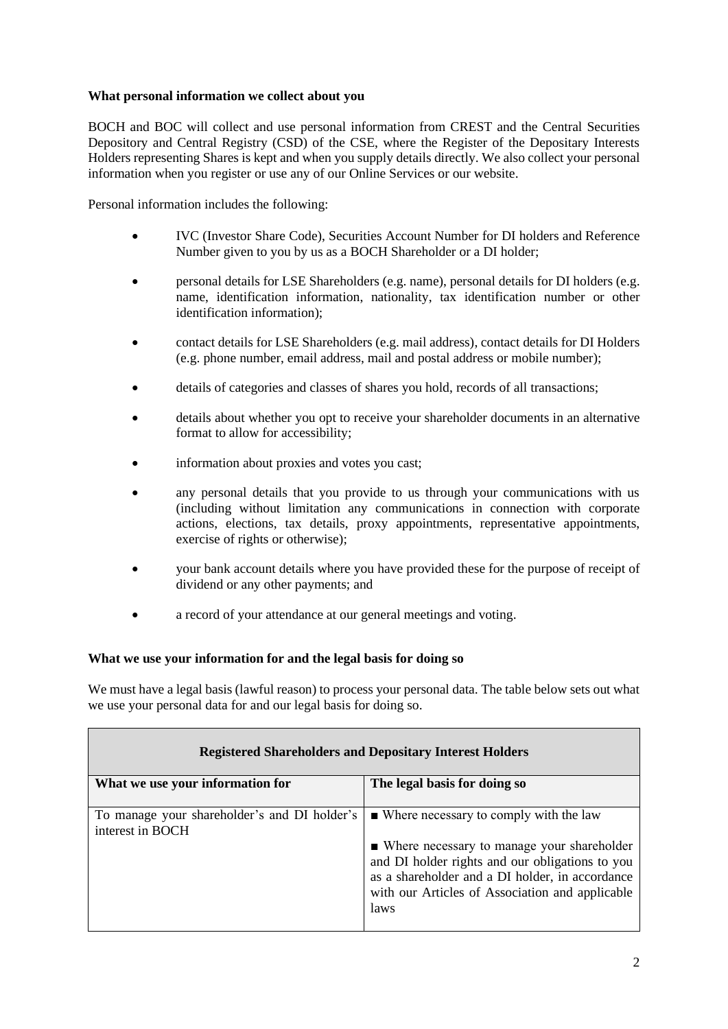**What personal information we collect about you**

BOCH and BOC will collect and use personal information from CREST and the Central Securities Depository and Central Registry (CSD) of the CSE, where the Register of the Depositary Interests Holders representing Shares is kept and when you supply details directly. We also collect your personal information when you register or use any of our Online Services or our website.

Personal information includes the following:

- IVC (Investor Share Code), Securities Account Number for DI holders and Reference Number given to you by us as a BOCH Shareholder or a DI holder;
- personal details for LSE Shareholders (e.g. name), personal details for DI holders (e.g. name, identification information, nationality, tax identification number or other identification information);
- contact details for LSE Shareholders (e.g. mail address), contact details for DI Holders (e.g. phone number, email address, mail and postal address or mobile number);
- details of categories and classes of shares you hold, records of all transactions;
- details about whether you opt to receive your shareholder documents in an alternative format to allow for accessibility;
- information about proxies and votes you cast;
- any personal details that you provide to us through your communications with us (including without limitation any communications in connection with corporate actions, elections, tax details, proxy appointments, representative appointments, exercise of rights or otherwise);
- your bank account details where you have provided these for the purpose of receipt of dividend or any other payments; and
- a record of your attendance at our general meetings and voting.

**What we use your information for and the legal basis for doing so**

We must have a legal basis (lawful reason) to process your personal data. The table below sets out what we use your personal data for and our legal basis for doing so.

| **Registered Shareholders and Depositary Interest Holders** | |
|---|---|
| **What we use your information for** | **The legal basis for doing so** |
| To manage your shareholder's and DI holder's interest in BOCH | ■ Where necessary to comply with the law<br><br>■ Where necessary to manage your shareholder and DI holder rights and our obligations to you as a shareholder and a DI holder, in accordance with our Articles of Association and applicable laws |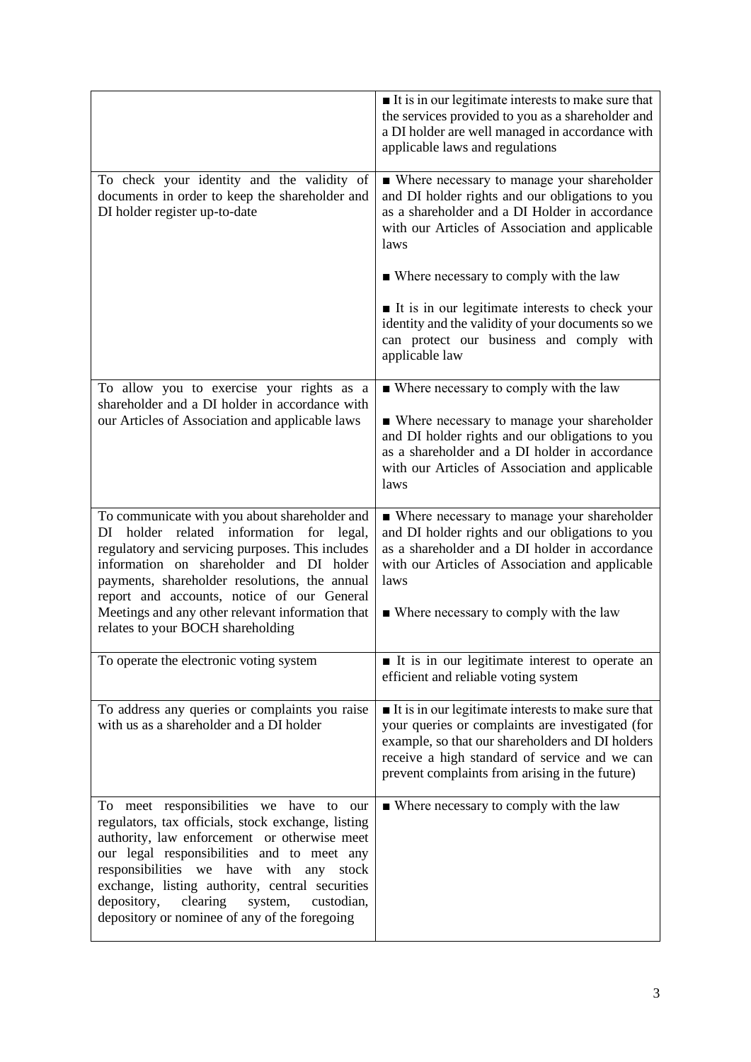| | |
|---|---|
| | ■ It is in our legitimate interests to make sure that the services provided to you as a shareholder and a DI holder are well managed in accordance with applicable laws and regulations |
| To check your identity and the validity of documents in order to keep the shareholder and DI holder register up-to-date | ■ Where necessary to manage your shareholder and DI holder rights and our obligations to you as a shareholder and a DI Holder in accordance with our Articles of Association and applicable laws<br><br>■ Where necessary to comply with the law<br><br>■ It is in our legitimate interests to check your identity and the validity of your documents so we can protect our business and comply with applicable law |
| To allow you to exercise your rights as a shareholder and a DI holder in accordance with our Articles of Association and applicable laws | ■ Where necessary to comply with the law<br><br>■ Where necessary to manage your shareholder and DI holder rights and our obligations to you as a shareholder and a DI holder in accordance with our Articles of Association and applicable laws |
| To communicate with you about shareholder and DI holder related information for legal, regulatory and servicing purposes. This includes information on shareholder and DI holder payments, shareholder resolutions, the annual report and accounts, notice of our General Meetings and any other relevant information that relates to your BOCH shareholding | ■ Where necessary to manage your shareholder and DI holder rights and our obligations to you as a shareholder and a DI holder in accordance with our Articles of Association and applicable laws<br><br>■ Where necessary to comply with the law |
| To operate the electronic voting system | ■ It is in our legitimate interest to operate an efficient and reliable voting system |
| To address any queries or complaints you raise with us as a shareholder and a DI holder | ■ It is in our legitimate interests to make sure that your queries or complaints are investigated (for example, so that our shareholders and DI holders receive a high standard of service and we can prevent complaints from arising in the future) |
| To meet responsibilities we have to our regulators, tax officials, stock exchange, listing authority, law enforcement or otherwise meet our legal responsibilities and to meet any responsibilities we have with any stock exchange, listing authority, central securities depository, clearing system, custodian, depository or nominee of any of the foregoing | ■ Where necessary to comply with the law |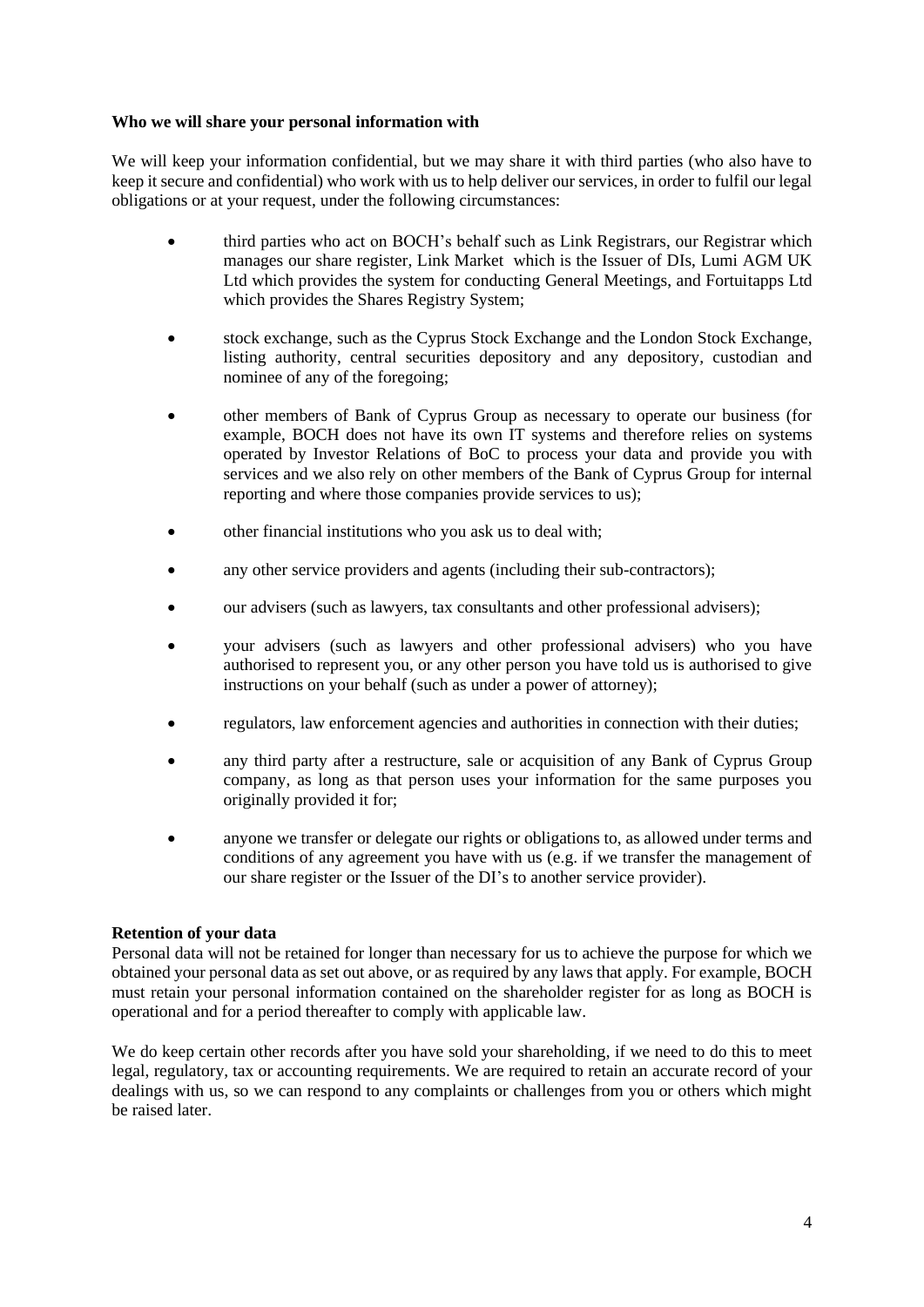**Who we will share your personal information with**

We will keep your information confidential, but we may share it with third parties (who also have to keep it secure and confidential) who work with us to help deliver our services, in order to fulfil our legal obligations or at your request, under the following circumstances:

- third parties who act on BOCH's behalf such as Link Registrars, our Registrar which manages our share register, Link Market which is the Issuer of DIs, Lumi AGM UK Ltd which provides the system for conducting General Meetings, and Fortuitapps Ltd which provides the Shares Registry System;
- stock exchange, such as the Cyprus Stock Exchange and the London Stock Exchange, listing authority, central securities depository and any depository, custodian and nominee of any of the foregoing;
- other members of Bank of Cyprus Group as necessary to operate our business (for example, BOCH does not have its own IT systems and therefore relies on systems operated by Investor Relations of BoC to process your data and provide you with services and we also rely on other members of the Bank of Cyprus Group for internal reporting and where those companies provide services to us);
- other financial institutions who you ask us to deal with;
- any other service providers and agents (including their sub-contractors);
- our advisers (such as lawyers, tax consultants and other professional advisers);
- your advisers (such as lawyers and other professional advisers) who you have authorised to represent you, or any other person you have told us is authorised to give instructions on your behalf (such as under a power of attorney);
- regulators, law enforcement agencies and authorities in connection with their duties;
- any third party after a restructure, sale or acquisition of any Bank of Cyprus Group company, as long as that person uses your information for the same purposes you originally provided it for;
- anyone we transfer or delegate our rights or obligations to, as allowed under terms and conditions of any agreement you have with us (e.g. if we transfer the management of our share register or the Issuer of the DI's to another service provider).

**Retention of your data**

Personal data will not be retained for longer than necessary for us to achieve the purpose for which we obtained your personal data as set out above, or as required by any laws that apply. For example, BOCH must retain your personal information contained on the shareholder register for as long as BOCH is operational and for a period thereafter to comply with applicable law.

We do keep certain other records after you have sold your shareholding, if we need to do this to meet legal, regulatory, tax or accounting requirements. We are required to retain an accurate record of your dealings with us, so we can respond to any complaints or challenges from you or others which might be raised later.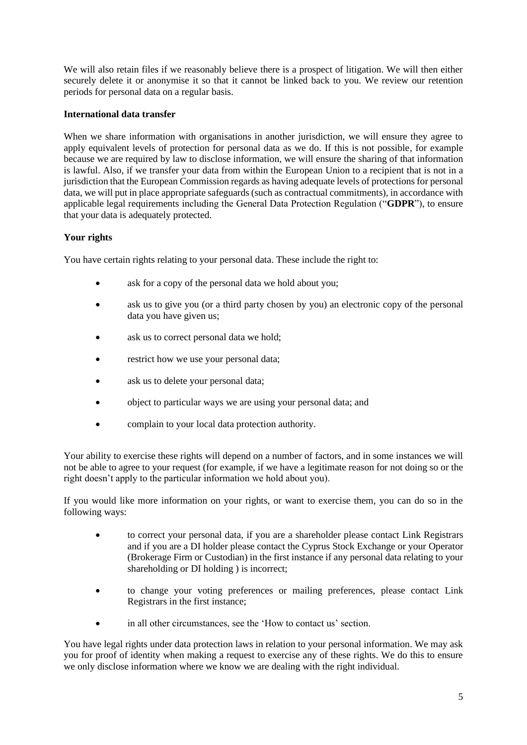We will also retain files if we reasonably believe there is a prospect of litigation. We will then either securely delete it or anonymise it so that it cannot be linked back to you. We review our retention periods for personal data on a regular basis.

**International data transfer**

When we share information with organisations in another jurisdiction, we will ensure they agree to apply equivalent levels of protection for personal data as we do. If this is not possible, for example because we are required by law to disclose information, we will ensure the sharing of that information is lawful. Also, if we transfer your data from within the European Union to a recipient that is not in a jurisdiction that the European Commission regards as having adequate levels of protections for personal data, we will put in place appropriate safeguards (such as contractual commitments), in accordance with applicable legal requirements including the General Data Protection Regulation ("**GDPR**"), to ensure that your data is adequately protected.

**Your rights**

You have certain rights relating to your personal data. These include the right to:

- ask for a copy of the personal data we hold about you;
- ask us to give you (or a third party chosen by you) an electronic copy of the personal data you have given us;
- ask us to correct personal data we hold;
- restrict how we use your personal data;
- ask us to delete your personal data;
- object to particular ways we are using your personal data; and
- complain to your local data protection authority.

Your ability to exercise these rights will depend on a number of factors, and in some instances we will not be able to agree to your request (for example, if we have a legitimate reason for not doing so or the right doesn't apply to the particular information we hold about you).

If you would like more information on your rights, or want to exercise them, you can do so in the following ways:

- to correct your personal data, if you are a shareholder please contact Link Registrars and if you are a DI holder please contact the Cyprus Stock Exchange or your Operator (Brokerage Firm or Custodian) in the first instance if any personal data relating to your shareholding or DI holding ) is incorrect;
- to change your voting preferences or mailing preferences, please contact Link Registrars in the first instance;
- in all other circumstances, see the 'How to contact us' section.

You have legal rights under data protection laws in relation to your personal information. We may ask you for proof of identity when making a request to exercise any of these rights. We do this to ensure we only disclose information where we know we are dealing with the right individual.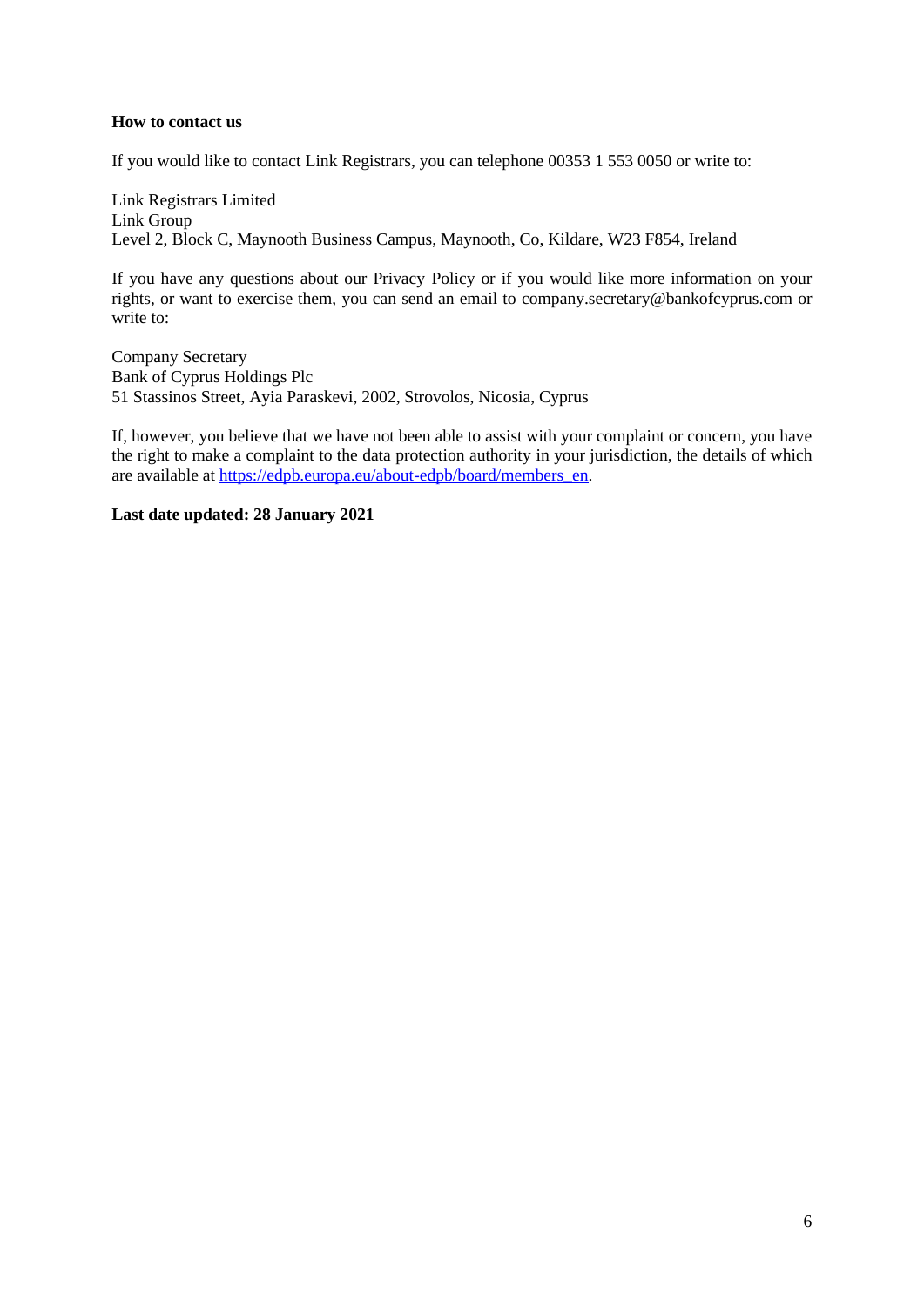**How to contact us**

If you would like to contact Link Registrars, you can telephone 00353 1 553 0050 or write to:

Link Registrars Limited
Link Group
Level 2, Block C, Maynooth Business Campus, Maynooth, Co, Kildare, W23 F854, Ireland

If you have any questions about our Privacy Policy or if you would like more information on your rights, or want to exercise them, you can send an email to company.secretary@bankofcyprus.com or write to:

Company Secretary
Bank of Cyprus Holdings Plc
51 Stassinos Street, Ayia Paraskevi, 2002, Strovolos, Nicosia, Cyprus

If, however, you believe that we have not been able to assist with your complaint or concern, you have the right to make a complaint to the data protection authority in your jurisdiction, the details of which are available at https://edpb.europa.eu/about-edpb/board/members_en.

**Last date updated: 28 January 2021**